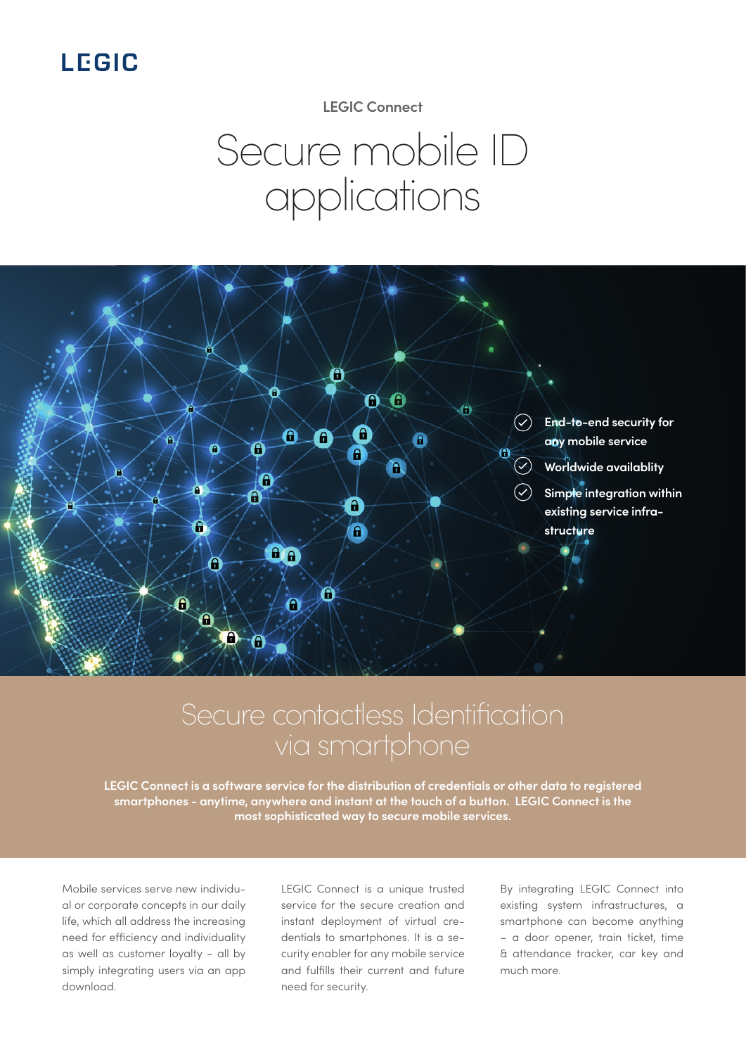LEGIC

LEGIC Connect

# Secure mobile ID applications

- End-to-end security for any mobile service
- Worldwide availablity
- Simple integration within existing service infrastructure

## Secure contactless Identification via smartphone

**LEGIC Connect is a software service for the distribution of credentials or other data to registered smartphones - anytime, anywhere and instant at the touch of a button. LEGIC Connect is the most sophisticated way to secure mobile services.**

Mobile services serve new individual or corporate concepts in our daily life, which all address the increasing need for efficiency and individuality as well as customer loyalty – all by simply integrating users via an app download.

LEGIC Connect is a unique trusted service for the secure creation and instant deployment of virtual credentials to smartphones. It is a security enabler for any mobile service and fulfills their current and future need for security.

By integrating LEGIC Connect into existing system infrastructures, a smartphone can become anything – a door opener, train ticket, time & attendance tracker, car key and much more.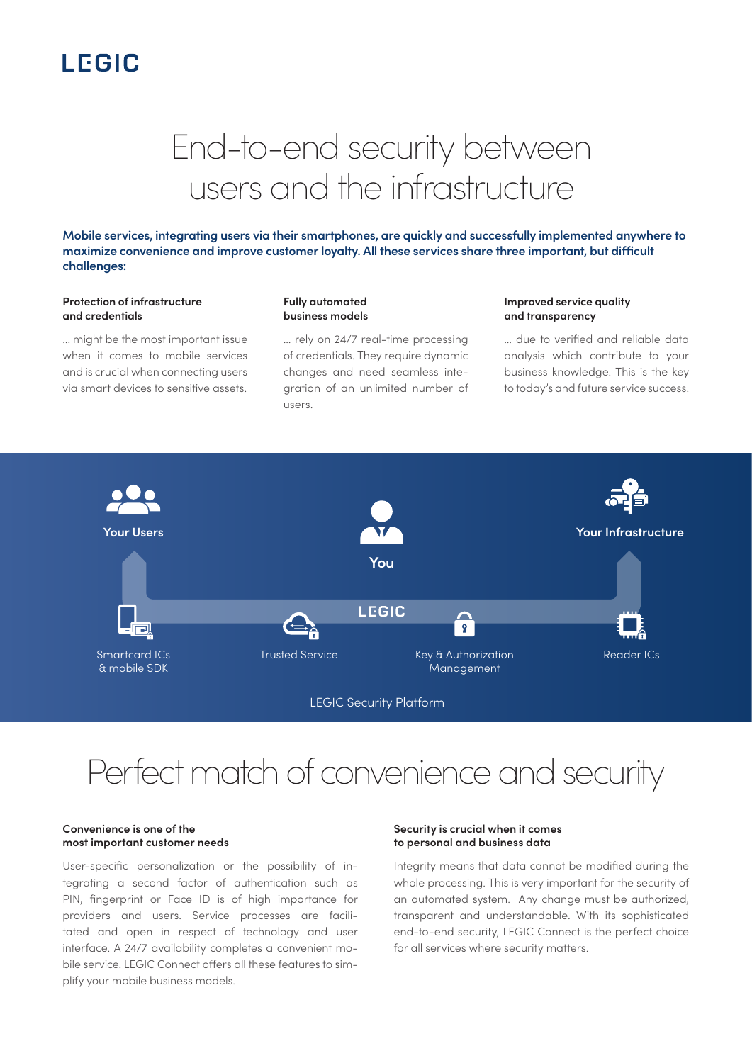# End-to-end security between users and the infrastructure

**Mobile services, integrating users via their smartphones, are quickly and successfully implemented anywhere to maximize convenience and improve customer loyalty. All these services share three important, but difficult challenges:**

**Protection of infrastructure and credentials**

… might be the most important issue when it comes to mobile services and is crucial when connecting users via smart devices to sensitive assets.

**Fully automated business models**

… rely on 24/7 real-time processing of credentials. They require dynamic changes and need seamless integration of an unlimited number of users.

**Improved service quality and transparency**

… due to verified and reliable data analysis which contribute to your business knowledge. This is the key to today's and future service success.

Your Users

You

Your Infrastructure

LEGIC

Smartcard ICs & mobile SDK

Trusted Service

Key & Authorization Management

Reader ICs

LEGIC Security Platform

# Perfect match of convenience and security

**Convenience is one of the most important customer needs**

User-specific personalization or the possibility of integrating a second factor of authentication such as PIN, fingerprint or Face ID is of high importance for providers and users. Service processes are facilitated and open in respect of technology and user interface. A 24/7 availability completes a convenient mobile service. LEGIC Connect offers all these features to simplify your mobile business models.

**Security is crucial when it comes to personal and business data**

Integrity means that data cannot be modified during the whole processing. This is very important for the security of an automated system. Any change must be authorized, transparent and understandable. With its sophisticated end-to-end security, LEGIC Connect is the perfect choice for all services where security matters.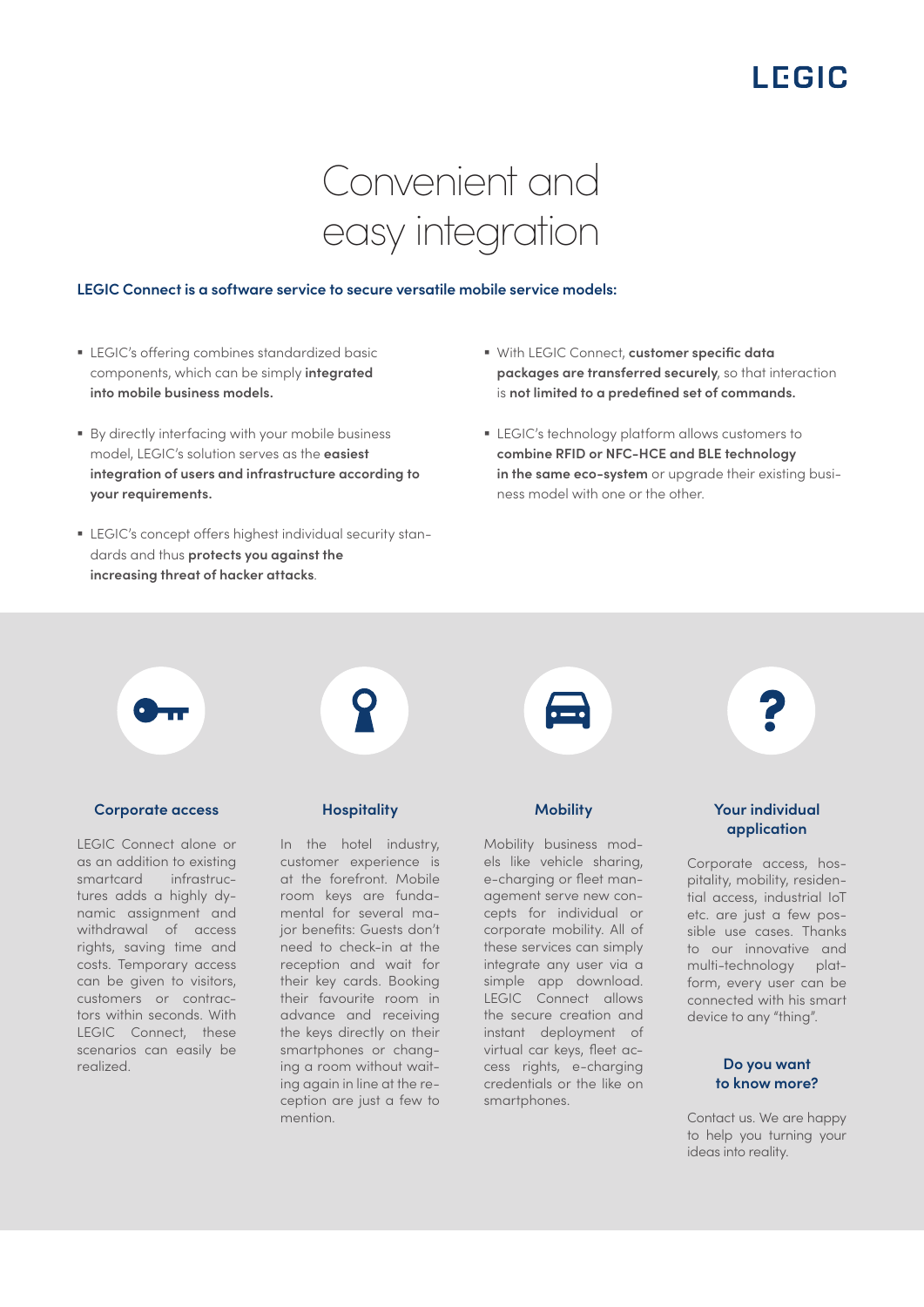# Convenient and easy integration

**LEGIC Connect is a software service to secure versatile mobile service models:**

- LEGIC's offering combines standardized basic components, which can be simply **integrated into mobile business models.**
- By directly interfacing with your mobile business model, LEGIC's solution serves as the **easiest integration of users and infrastructure according to your requirements.**
- LEGIC's concept offers highest individual security standards and thus **protects you against the increasing threat of hacker attacks**.
- With LEGIC Connect, **customer specific data packages are transferred securely**, so that interaction is **not limited to a predefined set of commands.**
- LEGIC's technology platform allows customers to **combine RFID or NFC-HCE and BLE technology in the same eco-system** or upgrade their existing business model with one or the other.

### Corporate access

LEGIC Connect alone or as an addition to existing smartcard infrastructures adds a highly dynamic assignment and withdrawal of access rights, saving time and costs. Temporary access can be given to visitors, customers or contractors within seconds. With LEGIC Connect, these scenarios can easily be realized.

### Hospitality

In the hotel industry, customer experience is at the forefront. Mobile room keys are fundamental for several major benefits: Guests don't need to check-in at the reception and wait for their key cards. Booking their favourite room in advance and receiving the keys directly on their smartphones or changing a room without waiting again in line at the reception are just a few to mention.

### Mobility

Mobility business models like vehicle sharing, e-charging or fleet management serve new concepts for individual or corporate mobility. All of these services can simply integrate any user via a simple app download. LEGIC Connect allows the secure creation and instant deployment of virtual car keys, fleet access rights, e-charging credentials or the like on smartphones.

### Your individual application

Corporate access, hospitality, mobility, residential access, industrial IoT etc. are just a few possible use cases. Thanks to our innovative and multi-technology platform, every user can be connected with his smart device to any "thing".

### Do you want to know more?

Contact us. We are happy to help you turning your ideas into reality.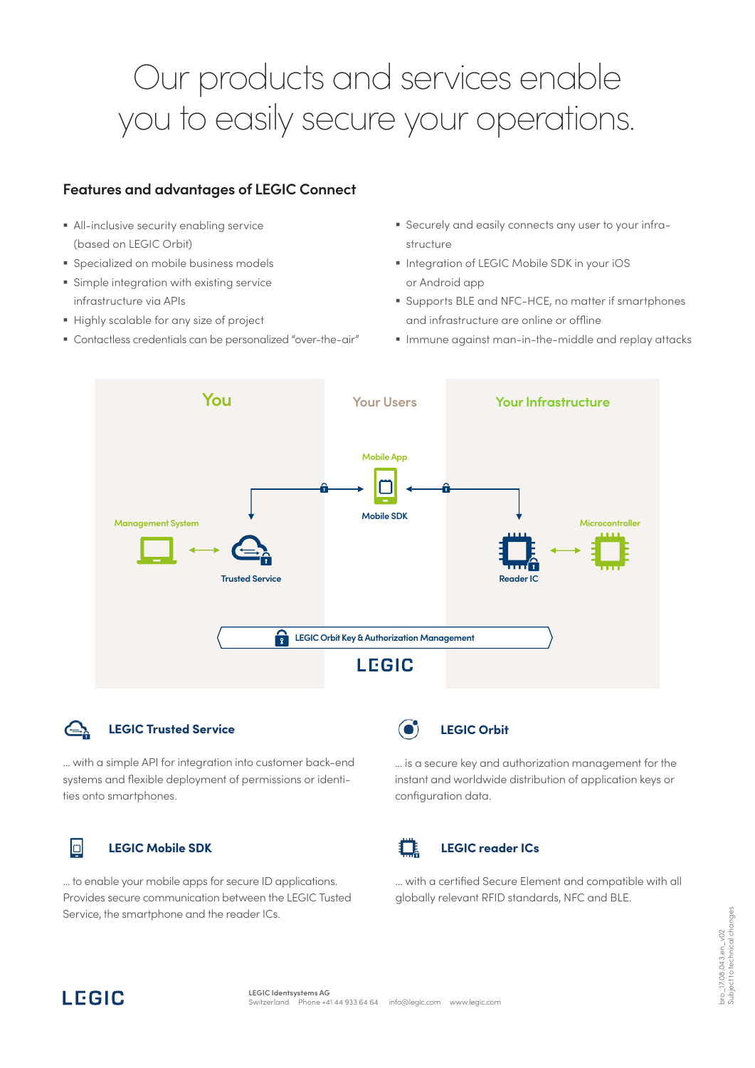# Our products and services enable you to easily secure your operations.

## Features and advantages of LEGIC Connect

- All-inclusive security enabling service (based on LEGIC Orbit)
- Specialized on mobile business models
- Simple integration with existing service infrastructure via APIs
- Highly scalable for any size of project
- Contactless credentials can be personalized "over-the-air"
- Securely and easily connects any user to your infra-structure
- Integration of LEGIC Mobile SDK in your iOS or Android app
- Supports BLE and NFC-HCE, no matter if smartphones and infrastructure are online or offline
- Immune against man-in-the-middle and replay attacks

You

Your Users

Your Infrastructure

Mobile App

Mobile SDK

Management System

Trusted Service

Reader IC

Microcontroller

LEGIC Orbit Key & Authorization Management

LEGIC

### LEGIC Trusted Service

... with a simple API for integration into customer back-end systems and flexible deployment of permissions or identi-ties onto smartphones.

### LEGIC Mobile SDK

... to enable your mobile apps for secure ID applications. Provides secure communication between the LEGIC Tusted Service, the smartphone and the reader ICs.

### LEGIC Orbit

... is a secure key and authorization management for the instant and worldwide distribution of application keys or configuration data.

### LEGIC reader ICs

... with a certified Secure Element and compatible with all globally relevant RFID standards, NFC and BLE.

LEGIC

LEGIC Identsystems AG
Switzerland Phone +41 44 933 64 64 info@legic.com www.legic.com

bro_17.08.043.en_v02
Subject to technical changes